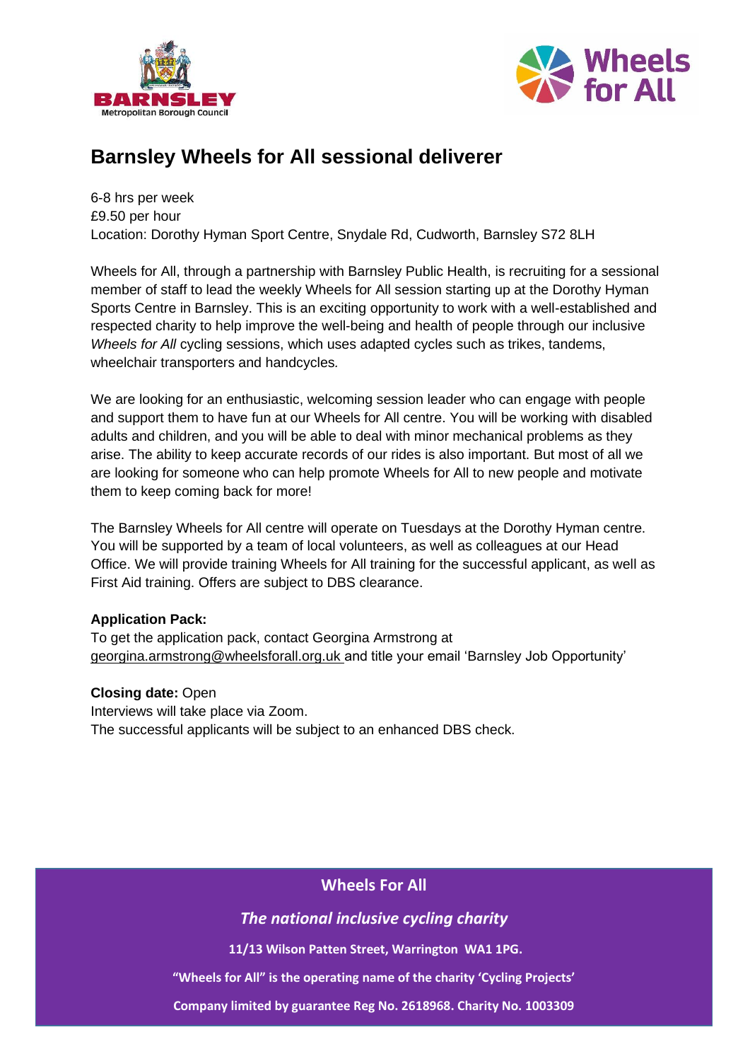# Barnsley Wheels for All sessional deliverer

6-8 hrs per week
£9.50 per hour
Location: Dorothy Hyman Sport Centre, Snydale Rd, Cudworth, Barnsley S72 8LH

Wheels for All, through a partnership with Barnsley Public Health, is recruiting for a sessional member of staff to lead the weekly Wheels for All session starting up at the Dorothy Hyman Sports Centre in Barnsley. This is an exciting opportunity to work with a well-established and respected charity to help improve the well-being and health of people through our inclusive *Wheels for All* cycling sessions, which uses adapted cycles such as trikes, tandems, wheelchair transporters and handcycles.

We are looking for an enthusiastic, welcoming session leader who can engage with people and support them to have fun at our Wheels for All centre. You will be working with disabled adults and children, and you will be able to deal with minor mechanical problems as they arise. The ability to keep accurate records of our rides is also important. But most of all we are looking for someone who can help promote Wheels for All to new people and motivate them to keep coming back for more!

The Barnsley Wheels for All centre will operate on Tuesdays at the Dorothy Hyman centre. You will be supported by a team of local volunteers, as well as colleagues at our Head Office. We will provide training Wheels for All training for the successful applicant, as well as First Aid training. Offers are subject to DBS clearance.

**Application Pack:**
To get the application pack, contact Georgina Armstrong at georgina.armstrong@wheelsforall.org.uk and title your email 'Barnsley Job Opportunity'

**Closing date:** Open
Interviews will take place via Zoom.
The successful applicants will be subject to an enhanced DBS check.

**Wheels For All**

***The national inclusive cycling charity***

**11/13 Wilson Patten Street, Warrington WA1 1PG.**

**"Wheels for All" is the operating name of the charity 'Cycling Projects'**

**Company limited by guarantee Reg No. 2618968. Charity No. 1003309**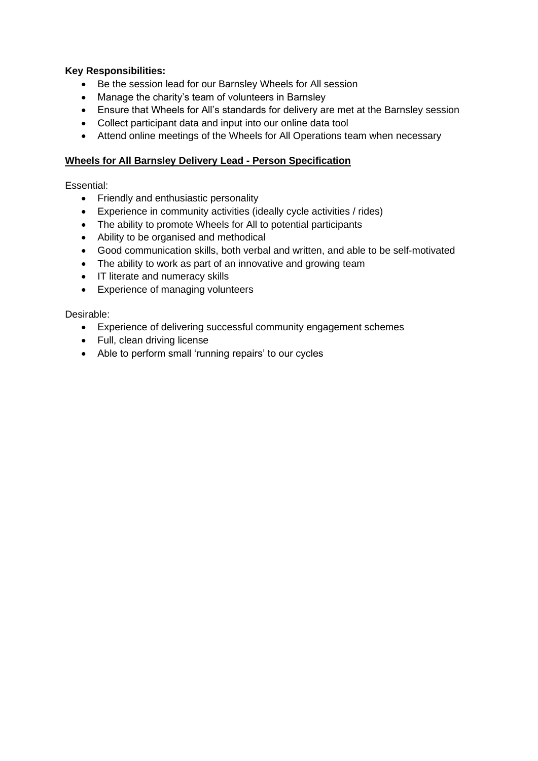**Key Responsibilities:**

- Be the session lead for our Barnsley Wheels for All session
- Manage the charity's team of volunteers in Barnsley
- Ensure that Wheels for All's standards for delivery are met at the Barnsley session
- Collect participant data and input into our online data tool
- Attend online meetings of the Wheels for All Operations team when necessary

## Wheels for All Barnsley Delivery Lead - Person Specification

Essential:

- Friendly and enthusiastic personality
- Experience in community activities (ideally cycle activities / rides)
- The ability to promote Wheels for All to potential participants
- Ability to be organised and methodical
- Good communication skills, both verbal and written, and able to be self-motivated
- The ability to work as part of an innovative and growing team
- IT literate and numeracy skills
- Experience of managing volunteers

Desirable:

- Experience of delivering successful community engagement schemes
- Full, clean driving license
- Able to perform small 'running repairs' to our cycles